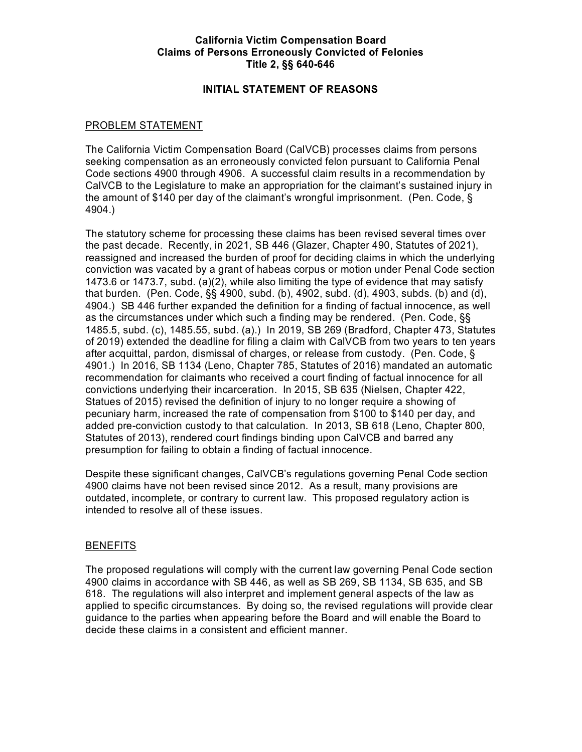**California Victim Compensation Board**
**Claims of Persons Erroneously Convicted of Felonies**
**Title 2, §§ 640-646**

# INITIAL STATEMENT OF REASONS

## PROBLEM STATEMENT

The California Victim Compensation Board (CalVCB) processes claims from persons seeking compensation as an erroneously convicted felon pursuant to California Penal Code sections 4900 through 4906. A successful claim results in a recommendation by CalVCB to the Legislature to make an appropriation for the claimant's sustained injury in the amount of $140 per day of the claimant's wrongful imprisonment. (Pen. Code, § 4904.)

The statutory scheme for processing these claims has been revised several times over the past decade. Recently, in 2021, SB 446 (Glazer, Chapter 490, Statutes of 2021), reassigned and increased the burden of proof for deciding claims in which the underlying conviction was vacated by a grant of habeas corpus or motion under Penal Code section 1473.6 or 1473.7, subd. (a)(2), while also limiting the type of evidence that may satisfy that burden. (Pen. Code, §§ 4900, subd. (b), 4902, subd. (d), 4903, subds. (b) and (d), 4904.) SB 446 further expanded the definition for a finding of factual innocence, as well as the circumstances under which such a finding may be rendered. (Pen. Code, §§ 1485.5, subd. (c), 1485.55, subd. (a).) In 2019, SB 269 (Bradford, Chapter 473, Statutes of 2019) extended the deadline for filing a claim with CalVCB from two years to ten years after acquittal, pardon, dismissal of charges, or release from custody. (Pen. Code, § 4901.) In 2016, SB 1134 (Leno, Chapter 785, Statutes of 2016) mandated an automatic recommendation for claimants who received a court finding of factual innocence for all convictions underlying their incarceration. In 2015, SB 635 (Nielsen, Chapter 422, Statues of 2015) revised the definition of injury to no longer require a showing of pecuniary harm, increased the rate of compensation from $100 to $140 per day, and added pre-conviction custody to that calculation. In 2013, SB 618 (Leno, Chapter 800, Statutes of 2013), rendered court findings binding upon CalVCB and barred any presumption for failing to obtain a finding of factual innocence.

Despite these significant changes, CalVCB's regulations governing Penal Code section 4900 claims have not been revised since 2012. As a result, many provisions are outdated, incomplete, or contrary to current law. This proposed regulatory action is intended to resolve all of these issues.

## BENEFITS

The proposed regulations will comply with the current law governing Penal Code section 4900 claims in accordance with SB 446, as well as SB 269, SB 1134, SB 635, and SB 618. The regulations will also interpret and implement general aspects of the law as applied to specific circumstances. By doing so, the revised regulations will provide clear guidance to the parties when appearing before the Board and will enable the Board to decide these claims in a consistent and efficient manner.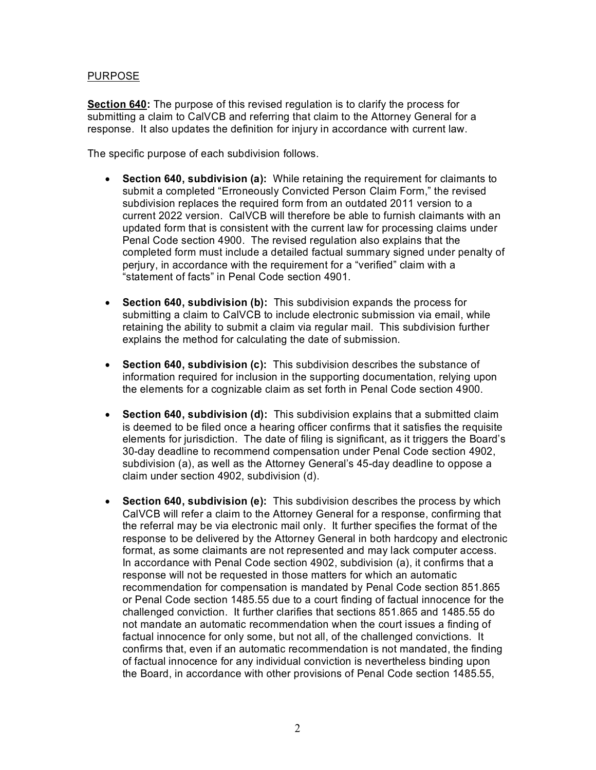## PURPOSE

**Section 640:** The purpose of this revised regulation is to clarify the process for submitting a claim to CalVCB and referring that claim to the Attorney General for a response. It also updates the definition for injury in accordance with current law.

The specific purpose of each subdivision follows.

- **Section 640, subdivision (a):** While retaining the requirement for claimants to submit a completed "Erroneously Convicted Person Claim Form," the revised subdivision replaces the required form from an outdated 2011 version to a current 2022 version. CalVCB will therefore be able to furnish claimants with an updated form that is consistent with the current law for processing claims under Penal Code section 4900. The revised regulation also explains that the completed form must include a detailed factual summary signed under penalty of perjury, in accordance with the requirement for a "verified" claim with a "statement of facts" in Penal Code section 4901.

- **Section 640, subdivision (b):** This subdivision expands the process for submitting a claim to CalVCB to include electronic submission via email, while retaining the ability to submit a claim via regular mail. This subdivision further explains the method for calculating the date of submission.

- **Section 640, subdivision (c):** This subdivision describes the substance of information required for inclusion in the supporting documentation, relying upon the elements for a cognizable claim as set forth in Penal Code section 4900.

- **Section 640, subdivision (d):** This subdivision explains that a submitted claim is deemed to be filed once a hearing officer confirms that it satisfies the requisite elements for jurisdiction. The date of filing is significant, as it triggers the Board's 30-day deadline to recommend compensation under Penal Code section 4902, subdivision (a), as well as the Attorney General's 45-day deadline to oppose a claim under section 4902, subdivision (d).

- **Section 640, subdivision (e):** This subdivision describes the process by which CalVCB will refer a claim to the Attorney General for a response, confirming that the referral may be via electronic mail only. It further specifies the format of the response to be delivered by the Attorney General in both hardcopy and electronic format, as some claimants are not represented and may lack computer access. In accordance with Penal Code section 4902, subdivision (a), it confirms that a response will not be requested in those matters for which an automatic recommendation for compensation is mandated by Penal Code section 851.865 or Penal Code section 1485.55 due to a court finding of factual innocence for the challenged conviction. It further clarifies that sections 851.865 and 1485.55 do not mandate an automatic recommendation when the court issues a finding of factual innocence for only some, but not all, of the challenged convictions. It confirms that, even if an automatic recommendation is not mandated, the finding of factual innocence for any individual conviction is nevertheless binding upon the Board, in accordance with other provisions of Penal Code section 1485.55,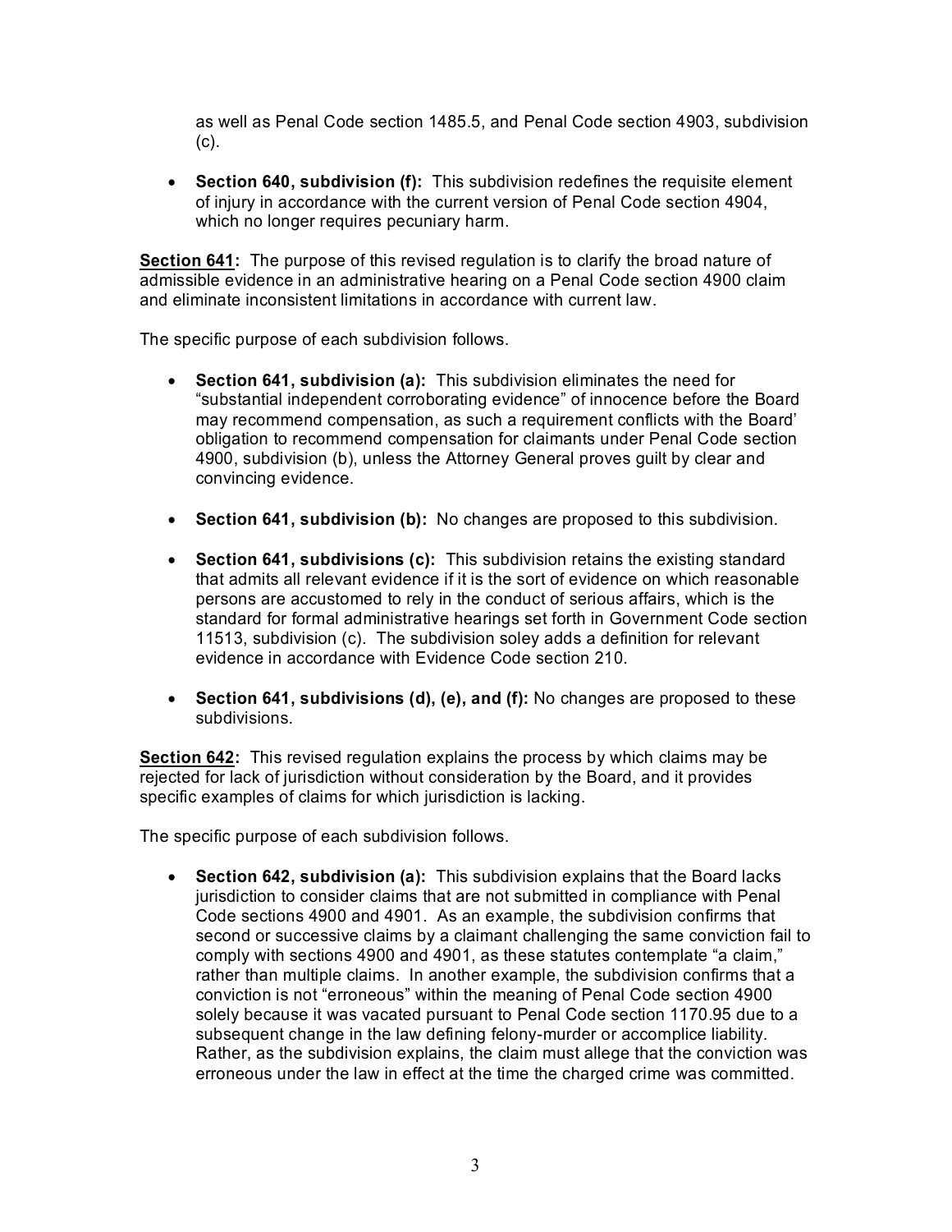as well as Penal Code section 1485.5, and Penal Code section 4903, subdivision (c).

- **Section 640, subdivision (f):** This subdivision redefines the requisite element of injury in accordance with the current version of Penal Code section 4904, which no longer requires pecuniary harm.

**<u>Section 641</u>:** The purpose of this revised regulation is to clarify the broad nature of admissible evidence in an administrative hearing on a Penal Code section 4900 claim and eliminate inconsistent limitations in accordance with current law.

The specific purpose of each subdivision follows.

- **Section 641, subdivision (a):** This subdivision eliminates the need for "substantial independent corroborating evidence" of innocence before the Board may recommend compensation, as such a requirement conflicts with the Board' obligation to recommend compensation for claimants under Penal Code section 4900, subdivision (b), unless the Attorney General proves guilt by clear and convincing evidence.

- **Section 641, subdivision (b):** No changes are proposed to this subdivision.

- **Section 641, subdivisions (c):** This subdivision retains the existing standard that admits all relevant evidence if it is the sort of evidence on which reasonable persons are accustomed to rely in the conduct of serious affairs, which is the standard for formal administrative hearings set forth in Government Code section 11513, subdivision (c). The subdivision soley adds a definition for relevant evidence in accordance with Evidence Code section 210.

- **Section 641, subdivisions (d), (e), and (f):** No changes are proposed to these subdivisions.

**<u>Section 642</u>:** This revised regulation explains the process by which claims may be rejected for lack of jurisdiction without consideration by the Board, and it provides specific examples of claims for which jurisdiction is lacking.

The specific purpose of each subdivision follows.

- **Section 642, subdivision (a):** This subdivision explains that the Board lacks jurisdiction to consider claims that are not submitted in compliance with Penal Code sections 4900 and 4901. As an example, the subdivision confirms that second or successive claims by a claimant challenging the same conviction fail to comply with sections 4900 and 4901, as these statutes contemplate "a claim," rather than multiple claims. In another example, the subdivision confirms that a conviction is not "erroneous" within the meaning of Penal Code section 4900 solely because it was vacated pursuant to Penal Code section 1170.95 due to a subsequent change in the law defining felony-murder or accomplice liability. Rather, as the subdivision explains, the claim must allege that the conviction was erroneous under the law in effect at the time the charged crime was committed.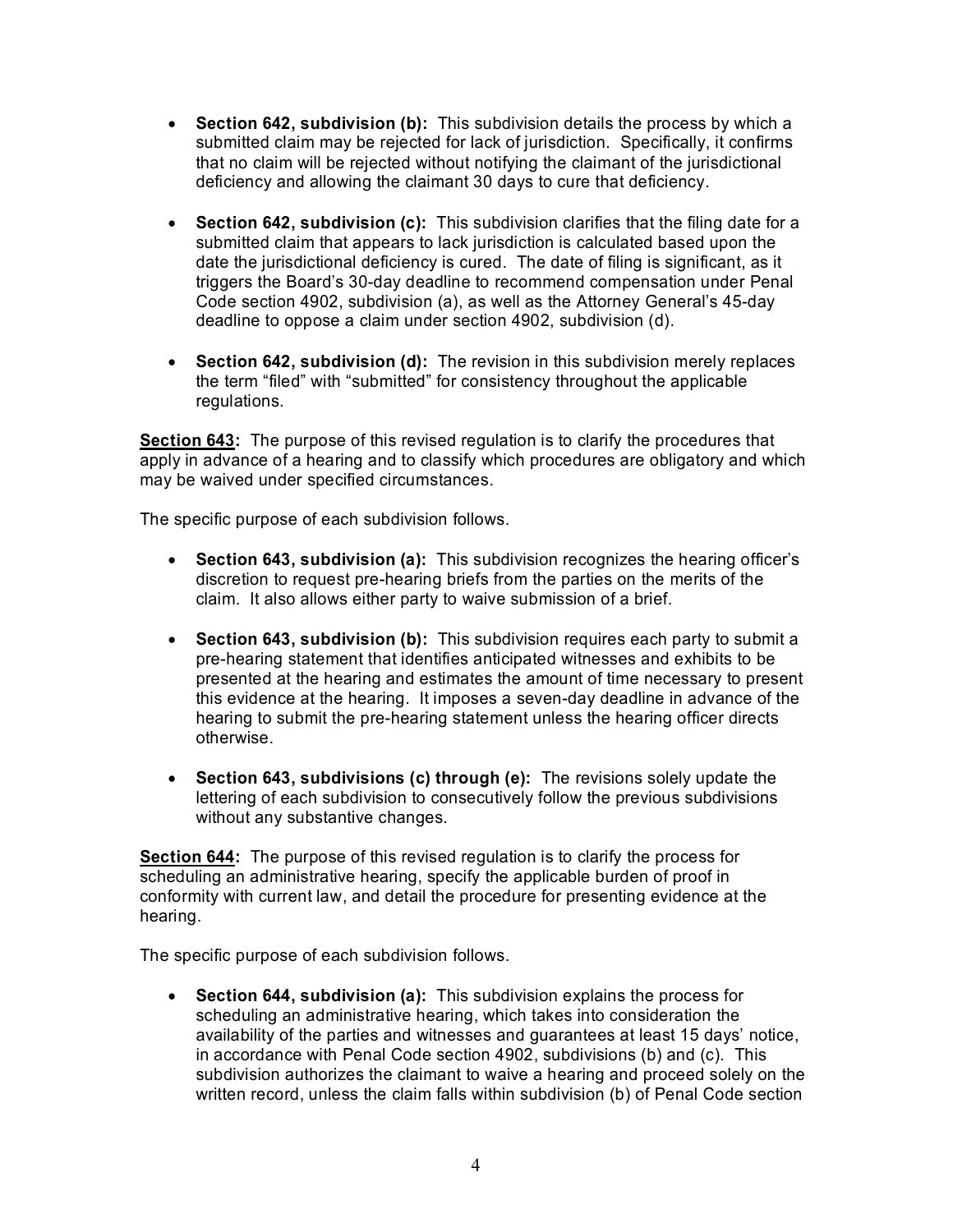- **Section 642, subdivision (b):** This subdivision details the process by which a submitted claim may be rejected for lack of jurisdiction. Specifically, it confirms that no claim will be rejected without notifying the claimant of the jurisdictional deficiency and allowing the claimant 30 days to cure that deficiency.

- **Section 642, subdivision (c):** This subdivision clarifies that the filing date for a submitted claim that appears to lack jurisdiction is calculated based upon the date the jurisdictional deficiency is cured. The date of filing is significant, as it triggers the Board's 30-day deadline to recommend compensation under Penal Code section 4902, subdivision (a), as well as the Attorney General's 45-day deadline to oppose a claim under section 4902, subdivision (d).

- **Section 642, subdivision (d):** The revision in this subdivision merely replaces the term "filed" with "submitted" for consistency throughout the applicable regulations.

**<u>Section 643</u>:** The purpose of this revised regulation is to clarify the procedures that apply in advance of a hearing and to classify which procedures are obligatory and which may be waived under specified circumstances.

The specific purpose of each subdivision follows.

- **Section 643, subdivision (a):** This subdivision recognizes the hearing officer's discretion to request pre-hearing briefs from the parties on the merits of the claim. It also allows either party to waive submission of a brief.

- **Section 643, subdivision (b):** This subdivision requires each party to submit a pre-hearing statement that identifies anticipated witnesses and exhibits to be presented at the hearing and estimates the amount of time necessary to present this evidence at the hearing. It imposes a seven-day deadline in advance of the hearing to submit the pre-hearing statement unless the hearing officer directs otherwise.

- **Section 643, subdivisions (c) through (e):** The revisions solely update the lettering of each subdivision to consecutively follow the previous subdivisions without any substantive changes.

**<u>Section 644</u>:** The purpose of this revised regulation is to clarify the process for scheduling an administrative hearing, specify the applicable burden of proof in conformity with current law, and detail the procedure for presenting evidence at the hearing.

The specific purpose of each subdivision follows.

- **Section 644, subdivision (a):** This subdivision explains the process for scheduling an administrative hearing, which takes into consideration the availability of the parties and witnesses and guarantees at least 15 days' notice, in accordance with Penal Code section 4902, subdivisions (b) and (c). This subdivision authorizes the claimant to waive a hearing and proceed solely on the written record, unless the claim falls within subdivision (b) of Penal Code section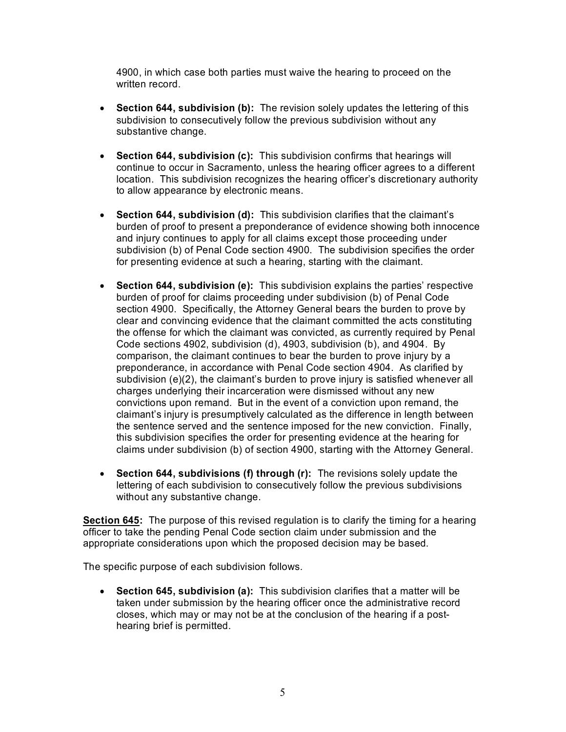4900, in which case both parties must waive the hearing to proceed on the written record.

- **Section 644, subdivision (b):** The revision solely updates the lettering of this subdivision to consecutively follow the previous subdivision without any substantive change.

- **Section 644, subdivision (c):** This subdivision confirms that hearings will continue to occur in Sacramento, unless the hearing officer agrees to a different location. This subdivision recognizes the hearing officer's discretionary authority to allow appearance by electronic means.

- **Section 644, subdivision (d):** This subdivision clarifies that the claimant's burden of proof to present a preponderance of evidence showing both innocence and injury continues to apply for all claims except those proceeding under subdivision (b) of Penal Code section 4900. The subdivision specifies the order for presenting evidence at such a hearing, starting with the claimant.

- **Section 644, subdivision (e):** This subdivision explains the parties' respective burden of proof for claims proceeding under subdivision (b) of Penal Code section 4900. Specifically, the Attorney General bears the burden to prove by clear and convincing evidence that the claimant committed the acts constituting the offense for which the claimant was convicted, as currently required by Penal Code sections 4902, subdivision (d), 4903, subdivision (b), and 4904. By comparison, the claimant continues to bear the burden to prove injury by a preponderance, in accordance with Penal Code section 4904. As clarified by subdivision (e)(2), the claimant's burden to prove injury is satisfied whenever all charges underlying their incarceration were dismissed without any new convictions upon remand. But in the event of a conviction upon remand, the claimant's injury is presumptively calculated as the difference in length between the sentence served and the sentence imposed for the new conviction. Finally, this subdivision specifies the order for presenting evidence at the hearing for claims under subdivision (b) of section 4900, starting with the Attorney General.

- **Section 644, subdivisions (f) through (r):** The revisions solely update the lettering of each subdivision to consecutively follow the previous subdivisions without any substantive change.

**<u>Section 645</u>:** The purpose of this revised regulation is to clarify the timing for a hearing officer to take the pending Penal Code section claim under submission and the appropriate considerations upon which the proposed decision may be based.

The specific purpose of each subdivision follows.

- **Section 645, subdivision (a):** This subdivision clarifies that a matter will be taken under submission by the hearing officer once the administrative record closes, which may or may not be at the conclusion of the hearing if a post-hearing brief is permitted.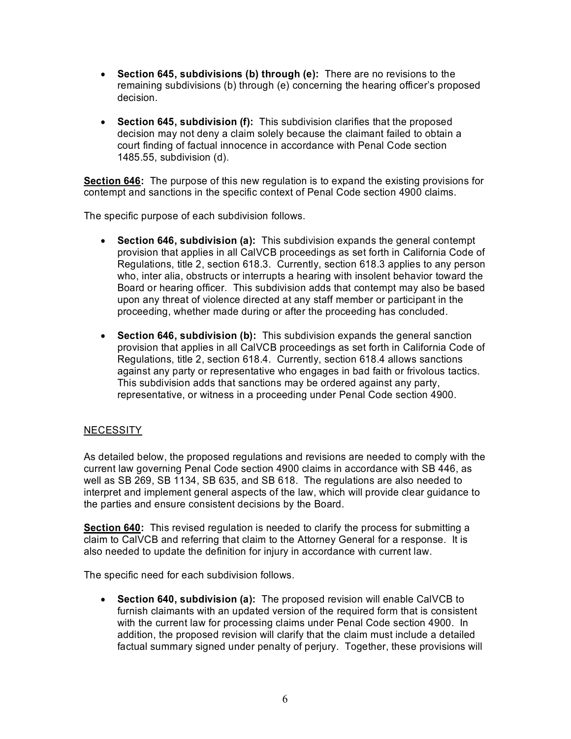- **Section 645, subdivisions (b) through (e):** There are no revisions to the remaining subdivisions (b) through (e) concerning the hearing officer's proposed decision.

- **Section 645, subdivision (f):** This subdivision clarifies that the proposed decision may not deny a claim solely because the claimant failed to obtain a court finding of factual innocence in accordance with Penal Code section 1485.55, subdivision (d).

**Section 646:** The purpose of this new regulation is to expand the existing provisions for contempt and sanctions in the specific context of Penal Code section 4900 claims.

The specific purpose of each subdivision follows.

- **Section 646, subdivision (a):** This subdivision expands the general contempt provision that applies in all CalVCB proceedings as set forth in California Code of Regulations, title 2, section 618.3. Currently, section 618.3 applies to any person who, inter alia, obstructs or interrupts a hearing with insolent behavior toward the Board or hearing officer. This subdivision adds that contempt may also be based upon any threat of violence directed at any staff member or participant in the proceeding, whether made during or after the proceeding has concluded.

- **Section 646, subdivision (b):** This subdivision expands the general sanction provision that applies in all CalVCB proceedings as set forth in California Code of Regulations, title 2, section 618.4. Currently, section 618.4 allows sanctions against any party or representative who engages in bad faith or frivolous tactics. This subdivision adds that sanctions may be ordered against any party, representative, or witness in a proceeding under Penal Code section 4900.

## NECESSITY

As detailed below, the proposed regulations and revisions are needed to comply with the current law governing Penal Code section 4900 claims in accordance with SB 446, as well as SB 269, SB 1134, SB 635, and SB 618. The regulations are also needed to interpret and implement general aspects of the law, which will provide clear guidance to the parties and ensure consistent decisions by the Board.

**Section 640:** This revised regulation is needed to clarify the process for submitting a claim to CalVCB and referring that claim to the Attorney General for a response. It is also needed to update the definition for injury in accordance with current law.

The specific need for each subdivision follows.

- **Section 640, subdivision (a):** The proposed revision will enable CalVCB to furnish claimants with an updated version of the required form that is consistent with the current law for processing claims under Penal Code section 4900. In addition, the proposed revision will clarify that the claim must include a detailed factual summary signed under penalty of perjury. Together, these provisions will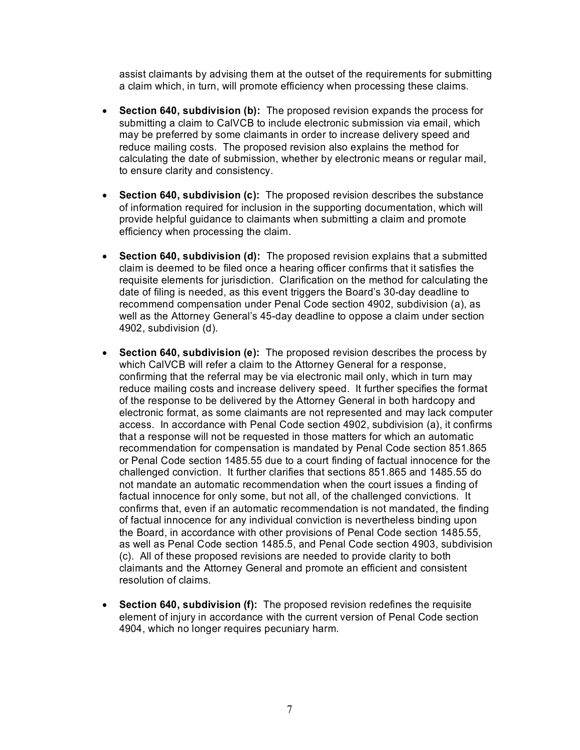assist claimants by advising them at the outset of the requirements for submitting a claim which, in turn, will promote efficiency when processing these claims.

- **Section 640, subdivision (b):** The proposed revision expands the process for submitting a claim to CalVCB to include electronic submission via email, which may be preferred by some claimants in order to increase delivery speed and reduce mailing costs. The proposed revision also explains the method for calculating the date of submission, whether by electronic means or regular mail, to ensure clarity and consistency.

- **Section 640, subdivision (c):** The proposed revision describes the substance of information required for inclusion in the supporting documentation, which will provide helpful guidance to claimants when submitting a claim and promote efficiency when processing the claim.

- **Section 640, subdivision (d):** The proposed revision explains that a submitted claim is deemed to be filed once a hearing officer confirms that it satisfies the requisite elements for jurisdiction. Clarification on the method for calculating the date of filing is needed, as this event triggers the Board's 30-day deadline to recommend compensation under Penal Code section 4902, subdivision (a), as well as the Attorney General's 45-day deadline to oppose a claim under section 4902, subdivision (d).

- **Section 640, subdivision (e):** The proposed revision describes the process by which CalVCB will refer a claim to the Attorney General for a response, confirming that the referral may be via electronic mail only, which in turn may reduce mailing costs and increase delivery speed. It further specifies the format of the response to be delivered by the Attorney General in both hardcopy and electronic format, as some claimants are not represented and may lack computer access. In accordance with Penal Code section 4902, subdivision (a), it confirms that a response will not be requested in those matters for which an automatic recommendation for compensation is mandated by Penal Code section 851.865 or Penal Code section 1485.55 due to a court finding of factual innocence for the challenged conviction. It further clarifies that sections 851.865 and 1485.55 do not mandate an automatic recommendation when the court issues a finding of factual innocence for only some, but not all, of the challenged convictions. It confirms that, even if an automatic recommendation is not mandated, the finding of factual innocence for any individual conviction is nevertheless binding upon the Board, in accordance with other provisions of Penal Code section 1485.55, as well as Penal Code section 1485.5, and Penal Code section 4903, subdivision (c). All of these proposed revisions are needed to provide clarity to both claimants and the Attorney General and promote an efficient and consistent resolution of claims.

- **Section 640, subdivision (f):** The proposed revision redefines the requisite element of injury in accordance with the current version of Penal Code section 4904, which no longer requires pecuniary harm.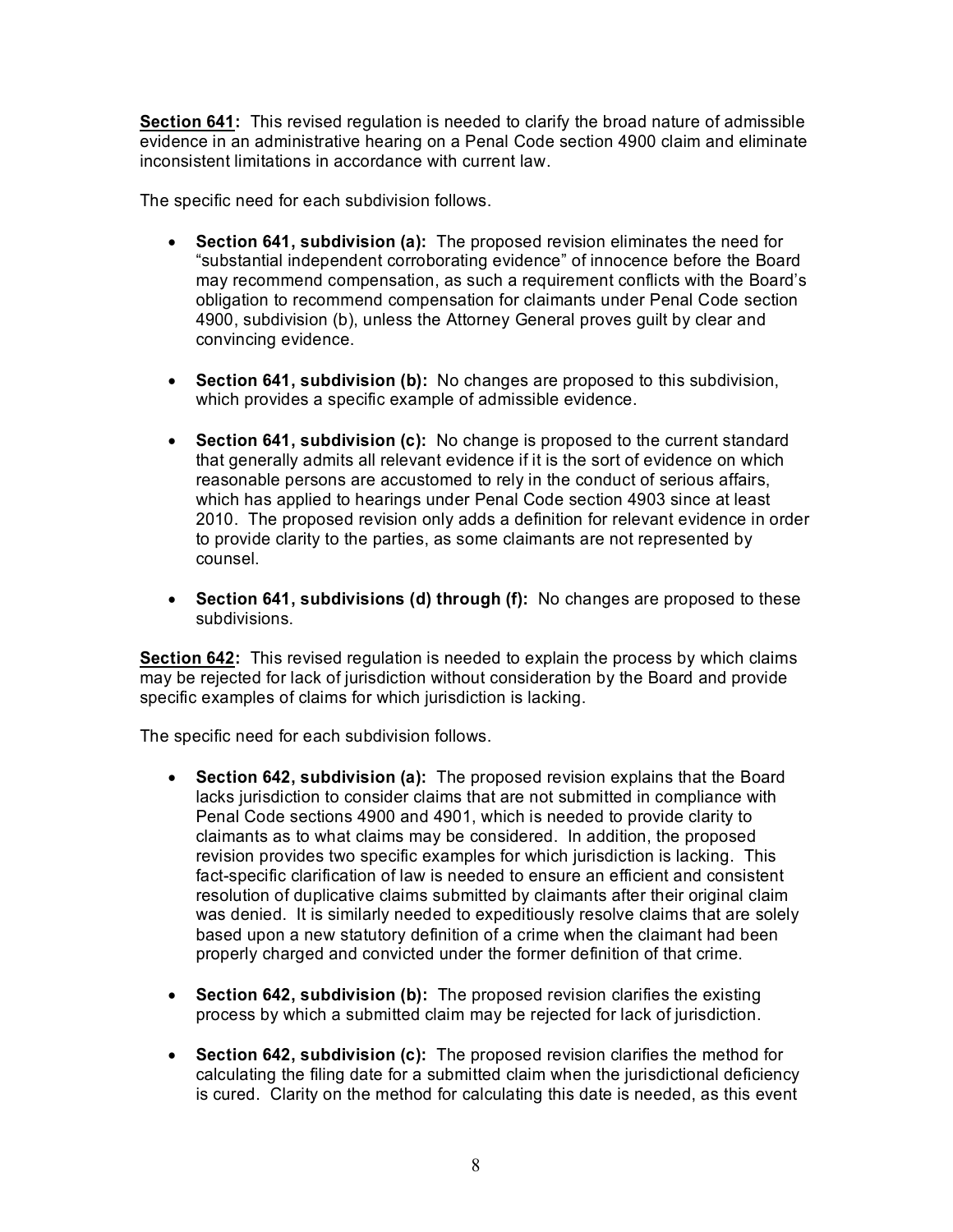**<u>Section 641</u>:** This revised regulation is needed to clarify the broad nature of admissible evidence in an administrative hearing on a Penal Code section 4900 claim and eliminate inconsistent limitations in accordance with current law.

The specific need for each subdivision follows.

- **Section 641, subdivision (a):** The proposed revision eliminates the need for "substantial independent corroborating evidence" of innocence before the Board may recommend compensation, as such a requirement conflicts with the Board's obligation to recommend compensation for claimants under Penal Code section 4900, subdivision (b), unless the Attorney General proves guilt by clear and convincing evidence.

- **Section 641, subdivision (b):** No changes are proposed to this subdivision, which provides a specific example of admissible evidence.

- **Section 641, subdivision (c):** No change is proposed to the current standard that generally admits all relevant evidence if it is the sort of evidence on which reasonable persons are accustomed to rely in the conduct of serious affairs, which has applied to hearings under Penal Code section 4903 since at least 2010. The proposed revision only adds a definition for relevant evidence in order to provide clarity to the parties, as some claimants are not represented by counsel.

- **Section 641, subdivisions (d) through (f):** No changes are proposed to these subdivisions.

**<u>Section 642</u>:** This revised regulation is needed to explain the process by which claims may be rejected for lack of jurisdiction without consideration by the Board and provide specific examples of claims for which jurisdiction is lacking.

The specific need for each subdivision follows.

- **Section 642, subdivision (a):** The proposed revision explains that the Board lacks jurisdiction to consider claims that are not submitted in compliance with Penal Code sections 4900 and 4901, which is needed to provide clarity to claimants as to what claims may be considered. In addition, the proposed revision provides two specific examples for which jurisdiction is lacking. This fact-specific clarification of law is needed to ensure an efficient and consistent resolution of duplicative claims submitted by claimants after their original claim was denied. It is similarly needed to expeditiously resolve claims that are solely based upon a new statutory definition of a crime when the claimant had been properly charged and convicted under the former definition of that crime.

- **Section 642, subdivision (b):** The proposed revision clarifies the existing process by which a submitted claim may be rejected for lack of jurisdiction.

- **Section 642, subdivision (c):** The proposed revision clarifies the method for calculating the filing date for a submitted claim when the jurisdictional deficiency is cured. Clarity on the method for calculating this date is needed, as this event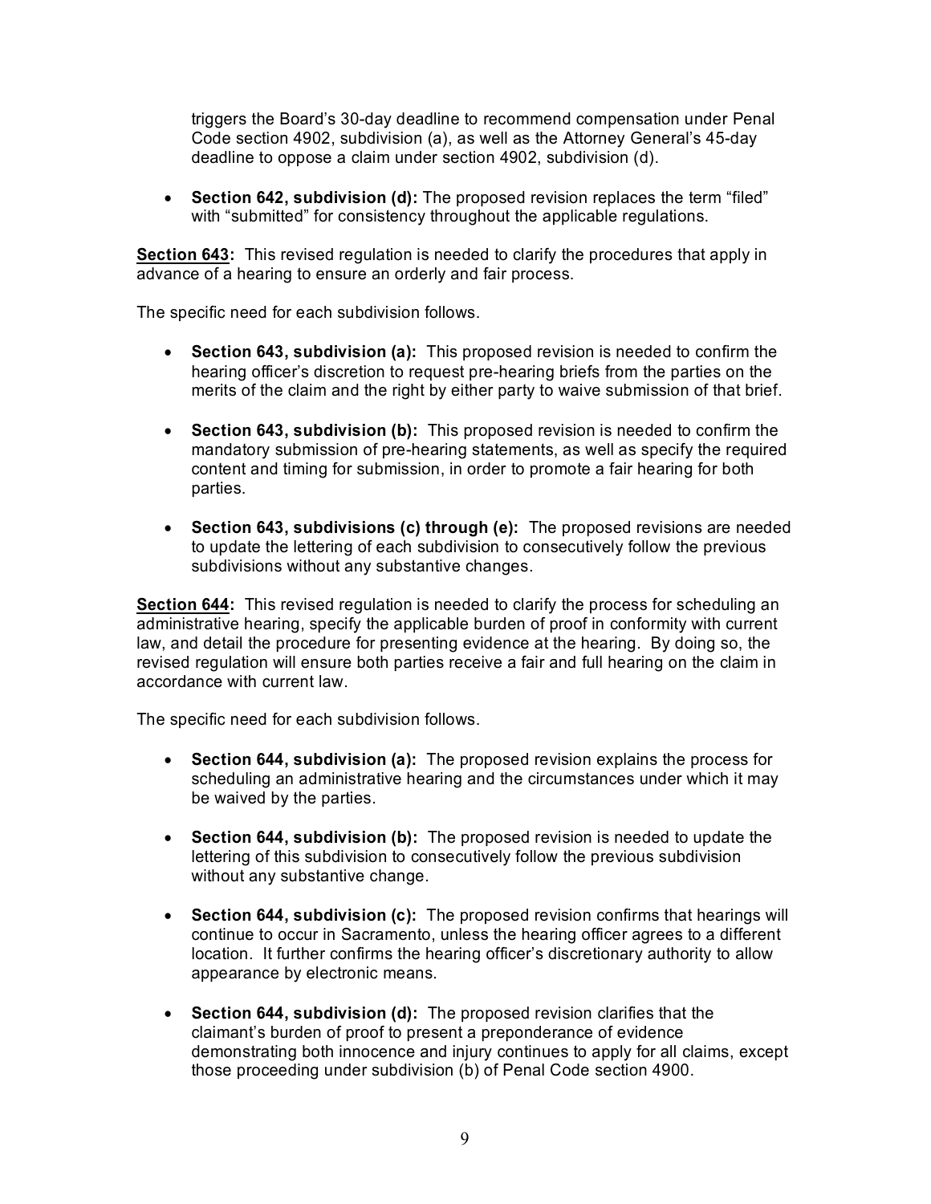triggers the Board's 30-day deadline to recommend compensation under Penal Code section 4902, subdivision (a), as well as the Attorney General's 45-day deadline to oppose a claim under section 4902, subdivision (d).

- **Section 642, subdivision (d):** The proposed revision replaces the term "filed" with "submitted" for consistency throughout the applicable regulations.

**Section 643:** This revised regulation is needed to clarify the procedures that apply in advance of a hearing to ensure an orderly and fair process.

The specific need for each subdivision follows.

- **Section 643, subdivision (a):** This proposed revision is needed to confirm the hearing officer's discretion to request pre-hearing briefs from the parties on the merits of the claim and the right by either party to waive submission of that brief.

- **Section 643, subdivision (b):** This proposed revision is needed to confirm the mandatory submission of pre-hearing statements, as well as specify the required content and timing for submission, in order to promote a fair hearing for both parties.

- **Section 643, subdivisions (c) through (e):** The proposed revisions are needed to update the lettering of each subdivision to consecutively follow the previous subdivisions without any substantive changes.

**Section 644:** This revised regulation is needed to clarify the process for scheduling an administrative hearing, specify the applicable burden of proof in conformity with current law, and detail the procedure for presenting evidence at the hearing. By doing so, the revised regulation will ensure both parties receive a fair and full hearing on the claim in accordance with current law.

The specific need for each subdivision follows.

- **Section 644, subdivision (a):** The proposed revision explains the process for scheduling an administrative hearing and the circumstances under which it may be waived by the parties.

- **Section 644, subdivision (b):** The proposed revision is needed to update the lettering of this subdivision to consecutively follow the previous subdivision without any substantive change.

- **Section 644, subdivision (c):** The proposed revision confirms that hearings will continue to occur in Sacramento, unless the hearing officer agrees to a different location. It further confirms the hearing officer's discretionary authority to allow appearance by electronic means.

- **Section 644, subdivision (d):** The proposed revision clarifies that the claimant's burden of proof to present a preponderance of evidence demonstrating both innocence and injury continues to apply for all claims, except those proceeding under subdivision (b) of Penal Code section 4900.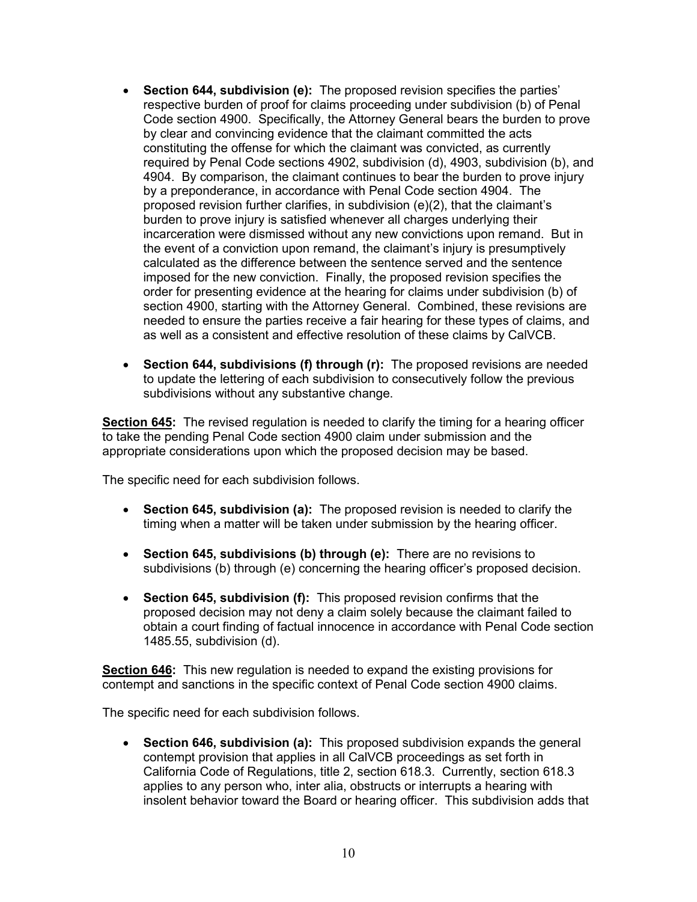- **Section 644, subdivision (e):** The proposed revision specifies the parties' respective burden of proof for claims proceeding under subdivision (b) of Penal Code section 4900. Specifically, the Attorney General bears the burden to prove by clear and convincing evidence that the claimant committed the acts constituting the offense for which the claimant was convicted, as currently required by Penal Code sections 4902, subdivision (d), 4903, subdivision (b), and 4904. By comparison, the claimant continues to bear the burden to prove injury by a preponderance, in accordance with Penal Code section 4904. The proposed revision further clarifies, in subdivision (e)(2), that the claimant's burden to prove injury is satisfied whenever all charges underlying their incarceration were dismissed without any new convictions upon remand. But in the event of a conviction upon remand, the claimant's injury is presumptively calculated as the difference between the sentence served and the sentence imposed for the new conviction. Finally, the proposed revision specifies the order for presenting evidence at the hearing for claims under subdivision (b) of section 4900, starting with the Attorney General. Combined, these revisions are needed to ensure the parties receive a fair hearing for these types of claims, and as well as a consistent and effective resolution of these claims by CalVCB.

- **Section 644, subdivisions (f) through (r):** The proposed revisions are needed to update the lettering of each subdivision to consecutively follow the previous subdivisions without any substantive change.

**<u>Section 645</u>:** The revised regulation is needed to clarify the timing for a hearing officer to take the pending Penal Code section 4900 claim under submission and the appropriate considerations upon which the proposed decision may be based.

The specific need for each subdivision follows.

- **Section 645, subdivision (a):** The proposed revision is needed to clarify the timing when a matter will be taken under submission by the hearing officer.

- **Section 645, subdivisions (b) through (e):** There are no revisions to subdivisions (b) through (e) concerning the hearing officer's proposed decision.

- **Section 645, subdivision (f):** This proposed revision confirms that the proposed decision may not deny a claim solely because the claimant failed to obtain a court finding of factual innocence in accordance with Penal Code section 1485.55, subdivision (d).

**<u>Section 646</u>:** This new regulation is needed to expand the existing provisions for contempt and sanctions in the specific context of Penal Code section 4900 claims.

The specific need for each subdivision follows.

- **Section 646, subdivision (a):** This proposed subdivision expands the general contempt provision that applies in all CalVCB proceedings as set forth in California Code of Regulations, title 2, section 618.3. Currently, section 618.3 applies to any person who, inter alia, obstructs or interrupts a hearing with insolent behavior toward the Board or hearing officer. This subdivision adds that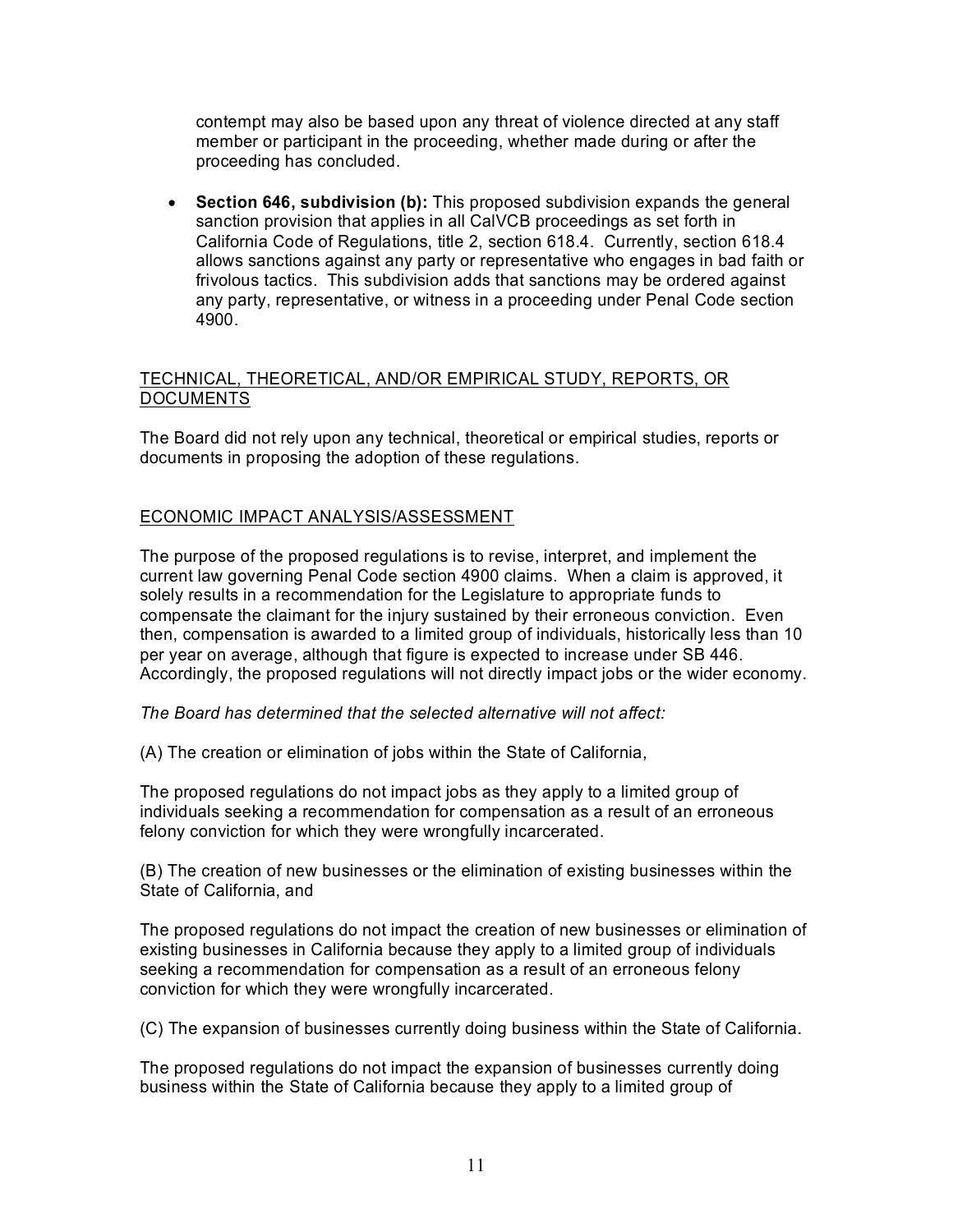contempt may also be based upon any threat of violence directed at any staff member or participant in the proceeding, whether made during or after the proceeding has concluded.

- **Section 646, subdivision (b):** This proposed subdivision expands the general sanction provision that applies in all CalVCB proceedings as set forth in California Code of Regulations, title 2, section 618.4. Currently, section 618.4 allows sanctions against any party or representative who engages in bad faith or frivolous tactics. This subdivision adds that sanctions may be ordered against any party, representative, or witness in a proceeding under Penal Code section 4900.

## TECHNICAL, THEORETICAL, AND/OR EMPIRICAL STUDY, REPORTS, OR DOCUMENTS

The Board did not rely upon any technical, theoretical or empirical studies, reports or documents in proposing the adoption of these regulations.

## ECONOMIC IMPACT ANALYSIS/ASSESSMENT

The purpose of the proposed regulations is to revise, interpret, and implement the current law governing Penal Code section 4900 claims. When a claim is approved, it solely results in a recommendation for the Legislature to appropriate funds to compensate the claimant for the injury sustained by their erroneous conviction. Even then, compensation is awarded to a limited group of individuals, historically less than 10 per year on average, although that figure is expected to increase under SB 446. Accordingly, the proposed regulations will not directly impact jobs or the wider economy.

*The Board has determined that the selected alternative will not affect:*

(A) The creation or elimination of jobs within the State of California,

The proposed regulations do not impact jobs as they apply to a limited group of individuals seeking a recommendation for compensation as a result of an erroneous felony conviction for which they were wrongfully incarcerated.

(B) The creation of new businesses or the elimination of existing businesses within the State of California, and

The proposed regulations do not impact the creation of new businesses or elimination of existing businesses in California because they apply to a limited group of individuals seeking a recommendation for compensation as a result of an erroneous felony conviction for which they were wrongfully incarcerated.

(C) The expansion of businesses currently doing business within the State of California.

The proposed regulations do not impact the expansion of businesses currently doing business within the State of California because they apply to a limited group of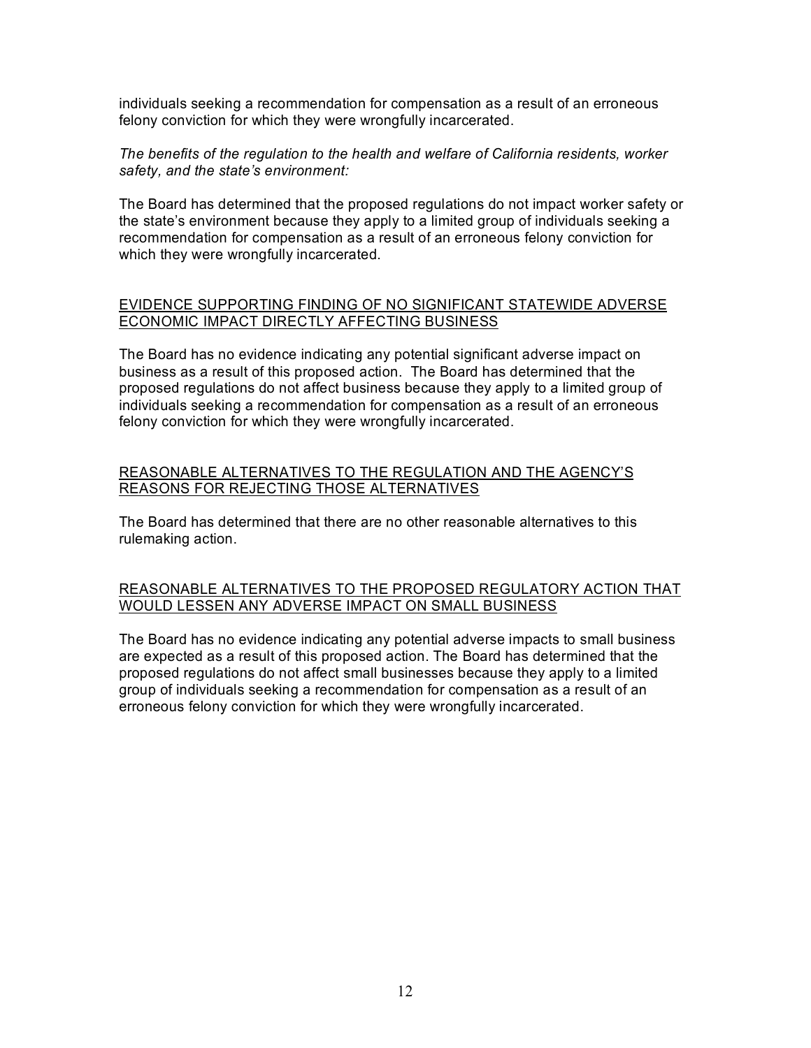individuals seeking a recommendation for compensation as a result of an erroneous felony conviction for which they were wrongfully incarcerated.

*The benefits of the regulation to the health and welfare of California residents, worker safety, and the state's environment:*

The Board has determined that the proposed regulations do not impact worker safety or the state's environment because they apply to a limited group of individuals seeking a recommendation for compensation as a result of an erroneous felony conviction for which they were wrongfully incarcerated.

<u>EVIDENCE SUPPORTING FINDING OF NO SIGNIFICANT STATEWIDE ADVERSE ECONOMIC IMPACT DIRECTLY AFFECTING BUSINESS</u>

The Board has no evidence indicating any potential significant adverse impact on business as a result of this proposed action. The Board has determined that the proposed regulations do not affect business because they apply to a limited group of individuals seeking a recommendation for compensation as a result of an erroneous felony conviction for which they were wrongfully incarcerated.

<u>REASONABLE ALTERNATIVES TO THE REGULATION AND THE AGENCY'S REASONS FOR REJECTING THOSE ALTERNATIVES</u>

The Board has determined that there are no other reasonable alternatives to this rulemaking action.

<u>REASONABLE ALTERNATIVES TO THE PROPOSED REGULATORY ACTION THAT WOULD LESSEN ANY ADVERSE IMPACT ON SMALL BUSINESS</u>

The Board has no evidence indicating any potential adverse impacts to small business are expected as a result of this proposed action. The Board has determined that the proposed regulations do not affect small businesses because they apply to a limited group of individuals seeking a recommendation for compensation as a result of an erroneous felony conviction for which they were wrongfully incarcerated.